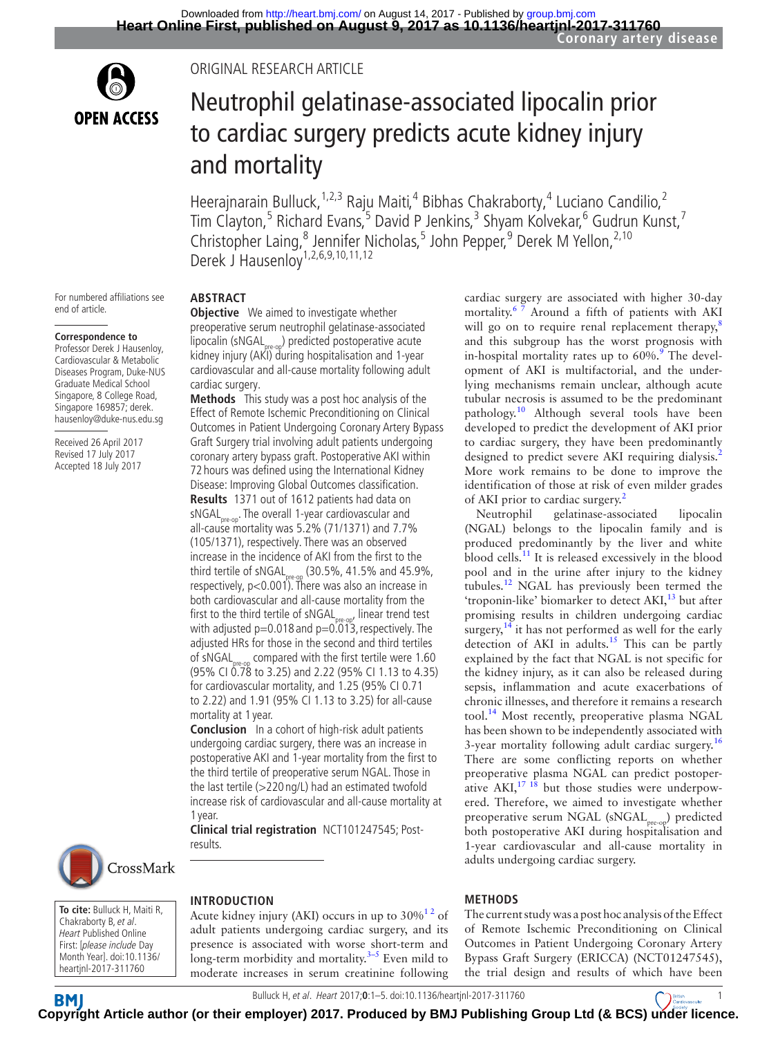ORIGINAL RESEARCH ARTICLE

# Neutrophil gelatinase-associated lipocalin prior to cardiac surgery predicts acute kidney injury and mortality

Heerajnarain Bulluck,[1,2,3] Raju Maiti,[4] Bibhas Chakraborty,[4] Luciano Candilio,[2] Tim Clayton,[5] Richard Evans,[5] David P Jenkins,[3] Shyam Kolvekar,[6] Gudrun Kunst,[7] Christopher Laing,[8] Jennifer Nicholas,[5] John Pepper,[9] Derek M Yellon,[2,10] Derek J Hausenloy[1,2,6,9,10,11,12]

For numbered affiliations see end of article.

**Correspondence to** Professor Derek J Hausenloy, Cardiovascular & Metabolic Diseases Program, Duke-NUS Graduate Medical School Singapore, 8 College Road, Singapore 169857; derek.hausenloy@duke-nus.edu.sg

Received 26 April 2017
Revised 17 July 2017
Accepted 18 July 2017

## ABSTRACT

**Objective** We aimed to investigate whether preoperative serum neutrophil gelatinase-associated lipocalin ($sNGAL_{pre\text{-}op}$) predicted postoperative acute kidney injury (AKI) during hospitalisation and 1-year cardiovascular and all-cause mortality following adult cardiac surgery.

**Methods** This study was a post hoc analysis of the Effect of Remote Ischemic Preconditioning on Clinical Outcomes in Patient Undergoing Coronary Artery Bypass Graft Surgery trial involving adult patients undergoing coronary artery bypass graft. Postoperative AKI within 72 hours was defined using the International Kidney Disease: Improving Global Outcomes classification.

**Results** 1371 out of 1612 patients had data on $sNGAL_{pre\text{-}op}$. The overall 1-year cardiovascular and all-cause mortality was 5.2% (71/1371) and 7.7% (105/1371), respectively. There was an observed increase in the incidence of AKI from the first to the third tertile of $sNGAL_{pre\text{-}op}$ (30.5%, 41.5% and 45.9%, respectively, p<0.001). There was also an increase in both cardiovascular and all-cause mortality from the first to the third tertile of $sNGAL_{pre\text{-}op}$, linear trend test with adjusted p=0.018 and p=0.013, respectively. The adjusted HRs for those in the second and third tertiles of $sNGAL_{pre\text{-}op}$ compared with the first tertile were 1.60 (95% CI 0.78 to 3.25) and 2.22 (95% CI 1.13 to 4.35) for cardiovascular mortality, and 1.25 (95% CI 0.71 to 2.22) and 1.91 (95% CI 1.13 to 3.25) for all-cause mortality at 1 year.

**Conclusion** In a cohort of high-risk adult patients undergoing cardiac surgery, there was an increase in postoperative AKI and 1-year mortality from the first to the third tertile of preoperative serum NGAL. Those in the last tertile (>220 ng/L) had an estimated twofold increase risk of cardiovascular and all-cause mortality at 1 year.

**Clinical trial registration** NCT101247545; Post-results.

**To cite:** Bulluck H, Maiti R, Chakraborty B, *et al*. *Heart* Published Online First: [*please include* Day Month Year]. doi:10.1136/heartjnl-2017-311760

## INTRODUCTION

Acute kidney injury (AKI) occurs in up to 30%[1,2] of adult patients undergoing cardiac surgery, and its presence is associated with worse short-term and long-term morbidity and mortality.[3–5] Even mild to moderate increases in serum creatinine following cardiac surgery are associated with higher 30-day mortality.[6,7] Around a fifth of patients with AKI will go on to require renal replacement therapy,[8] and this subgroup has the worst prognosis with in-hospital mortality rates up to 60%.[9] The development of AKI is multifactorial, and the underlying mechanisms remain unclear, although acute tubular necrosis is assumed to be the predominant pathology.[10] Although several tools have been developed to predict the development of AKI prior to cardiac surgery, they have been predominantly designed to predict severe AKI requiring dialysis.[2] More work remains to be done to improve the identification of those at risk of even milder grades of AKI prior to cardiac surgery.[2]

Neutrophil gelatinase-associated lipocalin (NGAL) belongs to the lipocalin family and is produced predominantly by the liver and white blood cells.[11] It is released excessively in the blood pool and in the urine after injury to the kidney tubules.[12] NGAL has previously been termed the 'troponin-like' biomarker to detect AKI,[13] but after promising results in children undergoing cardiac surgery,[14] it has not performed as well for the early detection of AKI in adults.[15] This can be partly explained by the fact that NGAL is not specific for the kidney injury, as it can also be released during sepsis, inflammation and acute exacerbations of chronic illnesses, and therefore it remains a research tool.[14] Most recently, preoperative plasma NGAL has been shown to be independently associated with 3-year mortality following adult cardiac surgery.[16] There are some conflicting reports on whether preoperative plasma NGAL can predict postoperative AKI,[17,18] but those studies were underpowered. Therefore, we aimed to investigate whether preoperative serum NGAL ($sNGAL_{pre\text{-}op}$) predicted both postoperative AKI during hospitalisation and 1-year cardiovascular and all-cause mortality in adults undergoing cardiac surgery.

## METHODS

The current study was a post hoc analysis of the Effect of Remote Ischemic Preconditioning on Clinical Outcomes in Patient Undergoing Coronary Artery Bypass Graft Surgery (ERICCA) (NCT01247545), the trial design and results of which have been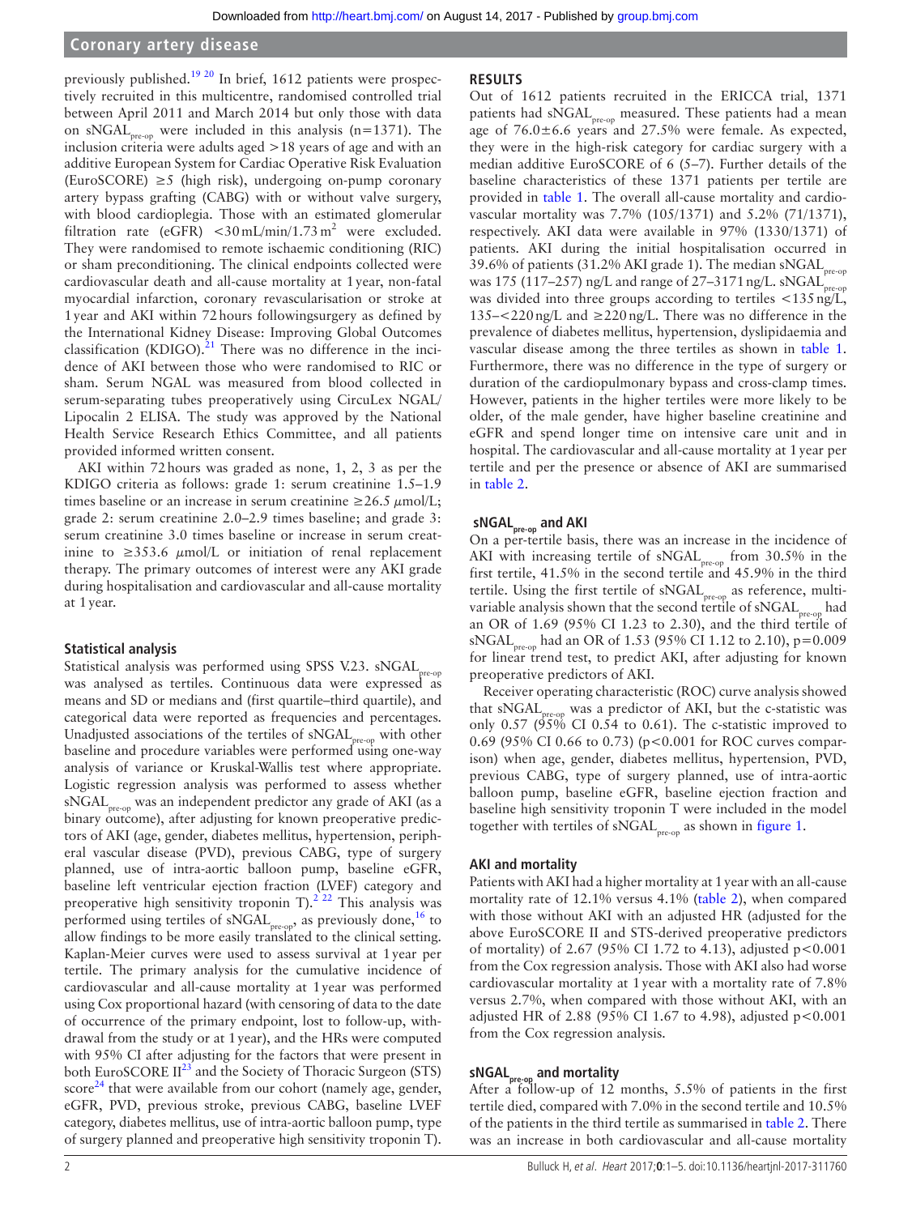previously published.[19 20] In brief, 1612 patients were prospectively recruited in this multicentre, randomised controlled trial between April 2011 and March 2014 but only those with data on $sNGAL_{pre\text{-}op}$ were included in this analysis (n=1371). The inclusion criteria were adults aged >18 years of age and with an additive European System for Cardiac Operative Risk Evaluation (EuroSCORE) ≥5 (high risk), undergoing on-pump coronary artery bypass grafting (CABG) with or without valve surgery, with blood cardioplegia. Those with an estimated glomerular filtration rate (eGFR) <30 mL/min/1.73 $m^2$ were excluded. They were randomised to remote ischaemic conditioning (RIC) or sham preconditioning. The clinical endpoints collected were cardiovascular death and all-cause mortality at 1 year, non-fatal myocardial infarction, coronary revascularisation or stroke at 1 year and AKI within 72 hours followingsurgery as defined by the International Kidney Disease: Improving Global Outcomes classification (KDIGO).[21] There was no difference in the incidence of AKI between those who were randomised to RIC or sham. Serum NGAL was measured from blood collected in serum-separating tubes preoperatively using CircuLex NGAL/Lipocalin 2 ELISA. The study was approved by the National Health Service Research Ethics Committee, and all patients provided informed written consent.

AKI within 72 hours was graded as none, 1, 2, 3 as per the KDIGO criteria as follows: grade 1: serum creatinine 1.5–1.9 times baseline or an increase in serum creatinine ≥26.5 μmol/L; grade 2: serum creatinine 2.0–2.9 times baseline; and grade 3: serum creatinine 3.0 times baseline or increase in serum creatinine to ≥353.6 μmol/L or initiation of renal replacement therapy. The primary outcomes of interest were any AKI grade during hospitalisation and cardiovascular and all-cause mortality at 1 year.

### Statistical analysis

Statistical analysis was performed using SPSS V.23. $sNGAL_{pre\text{-}op}$ was analysed as tertiles. Continuous data were expressed as means and SD or medians and (first quartile–third quartile), and categorical data were reported as frequencies and percentages. Unadjusted associations of the tertiles of $sNGAL_{pre\text{-}op}$ with other baseline and procedure variables were performed using one-way analysis of variance or Kruskal-Wallis test where appropriate. Logistic regression analysis was performed to assess whether $sNGAL_{pre\text{-}op}$ was an independent predictor any grade of AKI (as a binary outcome), after adjusting for known preoperative predictors of AKI (age, gender, diabetes mellitus, hypertension, peripheral vascular disease (PVD), previous CABG, type of surgery planned, use of intra-aortic balloon pump, baseline eGFR, baseline left ventricular ejection fraction (LVEF) category and preoperative high sensitivity troponin T).[2 22] This analysis was performed using tertiles of $sNGAL_{pre\text{-}op}$, as previously done,[16] to allow findings to be more easily translated to the clinical setting. Kaplan-Meier curves were used to assess survival at 1 year per tertile. The primary analysis for the cumulative incidence of cardiovascular and all-cause mortality at 1 year was performed using Cox proportional hazard (with censoring of data to the date of occurrence of the primary endpoint, lost to follow-up, withdrawal from the study or at 1 year), and the HRs were computed with 95% CI after adjusting for the factors that were present in both EuroSCORE II[23] and the Society of Thoracic Surgeon (STS) score[24] that were available from our cohort (namely age, gender, eGFR, PVD, previous stroke, previous CABG, baseline LVEF category, diabetes mellitus, use of intra-aortic balloon pump, type of surgery planned and preoperative high sensitivity troponin T).

## RESULTS

Out of 1612 patients recruited in the ERICCA trial, 1371 patients had $sNGAL_{pre\text{-}op}$ measured. These patients had a mean age of 76.0±6.6 years and 27.5% were female. As expected, they were in the high-risk category for cardiac surgery with a median additive EuroSCORE of 6 (5–7). Further details of the baseline characteristics of these 1371 patients per tertile are provided in table 1. The overall all-cause mortality and cardiovascular mortality was 7.7% (105/1371) and 5.2% (71/1371), respectively. AKI data were available in 97% (1330/1371) of patients. AKI during the initial hospitalisation occurred in 39.6% of patients (31.2% AKI grade 1). The median $sNGAL_{pre\text{-}op}$ was 175 (117–257) ng/L and range of 27–3171 ng/L. $sNGAL_{pre\text{-}op}$ was divided into three groups according to tertiles <135 ng/L, 135–<220 ng/L and ≥220 ng/L. There was no difference in the prevalence of diabetes mellitus, hypertension, dyslipidaemia and vascular disease among the three tertiles as shown in table 1. Furthermore, there was no difference in the type of surgery or duration of the cardiopulmonary bypass and cross-clamp times. However, patients in the higher tertiles were more likely to be older, of the male gender, have higher baseline creatinine and eGFR and spend longer time on intensive care unit and in hospital. The cardiovascular and all-cause mortality at 1 year per tertile and per the presence or absence of AKI are summarised in table 2.

### $sNGAL_{pre\text{-}op}$ and AKI

On a per-tertile basis, there was an increase in the incidence of AKI with increasing tertile of $sNGAL_{pre\text{-}op}$ from 30.5% in the first tertile, 41.5% in the second tertile and 45.9% in the third tertile. Using the first tertile of $sNGAL_{pre\text{-}op}$ as reference, multivariable analysis shown that the second tertile of $sNGAL_{pre\text{-}op}$ had an OR of 1.69 (95% CI 1.23 to 2.30), and the third tertile of $sNGAL_{pre\text{-}op}$ had an OR of 1.53 (95% CI 1.12 to 2.10), p=0.009 for linear trend test, to predict AKI, after adjusting for known preoperative predictors of AKI.

Receiver operating characteristic (ROC) curve analysis showed that $sNGAL_{pre\text{-}op}$ was a predictor of AKI, but the c-statistic was only 0.57 (95% CI 0.54 to 0.61). The c-statistic improved to 0.69 (95% CI 0.66 to 0.73) (p<0.001 for ROC curves comparison) when age, gender, diabetes mellitus, hypertension, PVD, previous CABG, type of surgery planned, use of intra-aortic balloon pump, baseline eGFR, baseline ejection fraction and baseline high sensitivity troponin T were included in the model together with tertiles of $sNGAL_{pre\text{-}op}$ as shown in figure 1.

### AKI and mortality

Patients with AKI had a higher mortality at 1 year with an all-cause mortality rate of 12.1% versus 4.1% (table 2), when compared with those without AKI with an adjusted HR (adjusted for the above EuroSCORE II and STS-derived preoperative predictors of mortality) of 2.67 (95% CI 1.72 to 4.13), adjusted p<0.001 from the Cox regression analysis. Those with AKI also had worse cardiovascular mortality at 1 year with a mortality rate of 7.8% versus 2.7%, when compared with those without AKI, with an adjusted HR of 2.88 (95% CI 1.67 to 4.98), adjusted p<0.001 from the Cox regression analysis.

### $sNGAL_{pre\text{-}op}$ and mortality

After a follow-up of 12 months, 5.5% of patients in the first tertile died, compared with 7.0% in the second tertile and 10.5% of the patients in the third tertile as summarised in table 2. There was an increase in both cardiovascular and all-cause mortality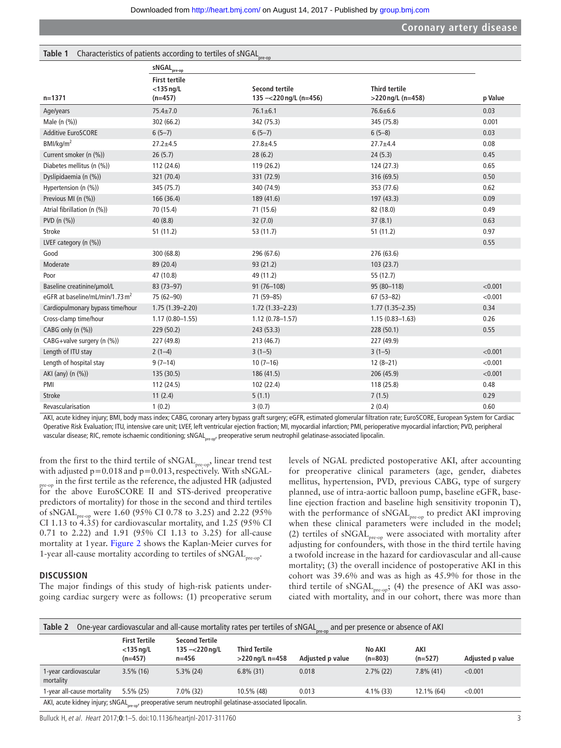**Table 1** Characteristics of patients according to tertiles of $sNGAL_{pre\text{-}op}$

| n=1371 | $sNGAL_{pre\text{-}op}$ First tertile <135 ng/L (n=457) | Second tertile 135 –<220 ng/L (n=456) | Third tertile >220 ng/L (n=458) | p Value |
|---|---|---|---|---|
| Age/years | 75.4±7.0 | 76.1±6.1 | 76.6±6.6 | 0.03 |
| Male (n (%)) | 302 (66.2) | 342 (75.3) | 345 (75.8) | 0.001 |
| Additive EuroSCORE | 6 (5–7) | 6 (5–7) | 6 (5–8) | 0.03 |
| BMI/kg/m$^2$ | 27.2±4.5 | 27.8±4.5 | 27.7±4.4 | 0.08 |
| Current smoker (n (%)) | 26 (5.7) | 28 (6.2) | 24 (5.3) | 0.45 |
| Diabetes mellitus (n (%)) | 112 (24.6) | 119 (26.2) | 124 (27.3) | 0.65 |
| Dyslipidaemia (n (%)) | 321 (70.4) | 331 (72.9) | 316 (69.5) | 0.50 |
| Hypertension (n (%)) | 345 (75.7) | 340 (74.9) | 353 (77.6) | 0.62 |
| Previous MI (n (%)) | 166 (36.4) | 189 (41.6) | 197 (43.3) | 0.09 |
| Atrial fibrillation (n (%)) | 70 (15.4) | 71 (15.6) | 82 (18.0) | 0.49 |
| PVD (n (%)) | 40 (8.8) | 32 (7.0) | 37 (8.1) | 0.63 |
| Stroke | 51 (11.2) | 53 (11.7) | 51 (11.2) | 0.97 |
| LVEF category (n (%)) | | | | 0.55 |
| Good | 300 (68.8) | 296 (67.6) | 276 (63.6) | |
| Moderate | 89 (20.4) | 93 (21.2) | 103 (23.7) | |
| Poor | 47 (10.8) | 49 (11.2) | 55 (12.7) | |
| Baseline creatinine/µmol/L | 83 (73–97) | 91 (76–108) | 95 (80–118) | <0.001 |
| eGFR at baseline/mL/min/1.73 m$^2$ | 75 (62–90) | 71 (59–85) | 67 (53–82) | <0.001 |
| Cardiopulmonary bypass time/hour | 1.75 (1.39–2.20) | 1.72 (1.33–2.23) | 1.77 (1.35–2.35) | 0.34 |
| Cross-clamp time/hour | 1.17 (0.80–1.55) | 1.12 (0.78–1.57) | 1.15 (0.83–1.63) | 0.26 |
| CABG only (n (%)) | 229 (50.2) | 243 (53.3) | 228 (50.1) | 0.55 |
| CABG+valve surgery (n (%)) | 227 (49.8) | 213 (46.7) | 227 (49.9) | |
| Length of ITU stay | 2 (1–4) | 3 (1–5) | 3 (1–5) | <0.001 |
| Length of hospital stay | 9 (7–14) | 10 (7–16) | 12 (8–21) | <0.001 |
| AKI (any) (n (%)) | 135 (30.5) | 186 (41.5) | 206 (45.9) | <0.001 |
| PMI | 112 (24.5) | 102 (22.4) | 118 (25.8) | 0.48 |
| Stroke | 11 (2.4) | 5 (1.1) | 7 (1.5) | 0.29 |
| Revascularisation | 1 (0.2) | 3 (0.7) | 2 (0.4) | 0.60 |

AKI, acute kidney injury; BMI, body mass index; CABG, coronary artery bypass graft surgery; eGFR, estimated glomerular filtration rate; EuroSCORE, European System for Cardiac Operative Risk Evaluation; ITU, intensive care unit; LVEF, left ventricular ejection fraction; MI, myocardial infarction; PMI, perioperative myocardial infarction; PVD, peripheral vascular disease; RIC, remote ischaemic conditioning; $sNGAL_{pre\text{-}op}$, preoperative serum neutrophil gelatinase-associated lipocalin.

from the first to the third tertile of $sNGAL_{pre\text{-}op}$, linear trend test with adjusted p=0.018 and p=0.013, respectively. With $sNGAL_{pre\text{-}op}$ in the first tertile as the reference, the adjusted HR (adjusted for the above EuroSCORE II and STS-derived preoperative predictors of mortality) for those in the second and third tertiles of $sNGAL_{pre\text{-}op}$ were 1.60 (95% CI 0.78 to 3.25) and 2.22 (95% CI 1.13 to 4.35) for cardiovascular mortality, and 1.25 (95% CI 0.71 to 2.22) and 1.91 (95% CI 1.13 to 3.25) for all-cause mortality at 1 year. Figure 2 shows the Kaplan-Meier curves for 1-year all-cause mortality according to tertiles of $sNGAL_{pre\text{-}op}$.

## DISCUSSION

The major findings of this study of high-risk patients undergoing cardiac surgery were as follows: (1) preoperative serum levels of NGAL predicted postoperative AKI, after accounting for preoperative clinical parameters (age, gender, diabetes mellitus, hypertension, PVD, previous CABG, type of surgery planned, use of intra-aortic balloon pump, baseline eGFR, baseline ejection fraction and baseline high sensitivity troponin T), with the performance of $sNGAL_{pre\text{-}op}$ to predict AKI improving when these clinical parameters were included in the model; (2) tertiles of $sNGAL_{pre\text{-}op}$ were associated with mortality after adjusting for confounders, with those in the third tertile having a twofold increase in the hazard for cardiovascular and all-cause mortality; (3) the overall incidence of postoperative AKI in this cohort was 39.6% and was as high as 45.9% for those in the third tertile of $sNGAL_{pre\text{-}op}$; (4) the presence of AKI was associated with mortality, and in our cohort, there was more than

**Table 2** One-year cardiovascular and all-cause mortality rates per tertiles of $sNGAL_{pre\text{-}op}$ and per presence or absence of AKI

| | First Tertile <135 ng/L (n=457) | Second Tertile 135 –<220 ng/L n=456 | Third Tertile >220 ng/L n=458 | Adjusted p value | No AKI (n=803) | AKI (n=527) | Adjusted p value |
|---|---|---|---|---|---|---|---|
| 1-year cardiovascular mortality | 3.5% (16) | 5.3% (24) | 6.8% (31) | 0.018 | 2.7% (22) | 7.8% (41) | <0.001 |
| 1-year all-cause mortality | 5.5% (25) | 7.0% (32) | 10.5% (48) | 0.013 | 4.1% (33) | 12.1% (64) | <0.001 |

AKI, acute kidney injury; $sNGAL_{pre\text{-}op}$, preoperative serum neutrophil gelatinase-associated lipocalin.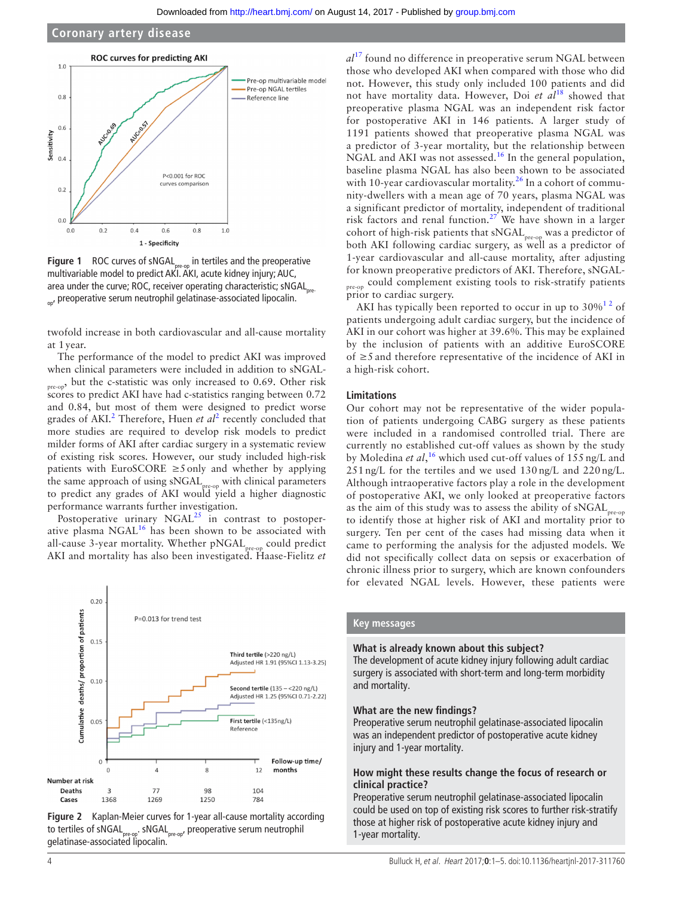Figure 1 ROC curves of $sNGAL_{pre-op}$ in tertiles and the preoperative multivariable model to predict AKI. AKI, acute kidney injury; AUC, area under the curve; ROC, receiver operating characteristic; $sNGAL_{pre-op}$, preoperative serum neutrophil gelatinase-associated lipocalin.

twofold increase in both cardiovascular and all-cause mortality at 1 year.

The performance of the model to predict AKI was improved when clinical parameters were included in addition to $sNGAL_{pre-op}$, but the c-statistic was only increased to 0.69. Other risk scores to predict AKI have had c-statistics ranging between 0.72 and 0.84, but most of them were designed to predict worse grades of AKI.[2] Therefore, Huen *et al*[2] recently concluded that more studies are required to develop risk models to predict milder forms of AKI after cardiac surgery in a systematic review of existing risk scores. However, our study included high-risk patients with EuroSCORE ≥5 only and whether by applying the same approach of using $sNGAL_{pre-op}$ with clinical parameters to predict any grades of AKI would yield a higher diagnostic performance warrants further investigation.

Postoperative urinary NGAL[25] in contrast to postoperative plasma NGAL[16] has been shown to be associated with all-cause 3-year mortality. Whether $pNGAL_{pre-op}$ could predict AKI and mortality has also been investigated. Haase-Fielitz *et al*[17] found no difference in preoperative serum NGAL between those who developed AKI when compared with those who did not. However, this study only included 100 patients and did not have mortality data. However, Doi *et al*[18] showed that preoperative plasma NGAL was an independent risk factor for postoperative AKI in 146 patients. A larger study of 1191 patients showed that preoperative plasma NGAL was a predictor of 3-year mortality, but the relationship between NGAL and AKI was not assessed.[16] In the general population, baseline plasma NGAL has also been shown to be associated with 10-year cardiovascular mortality.[26] In a cohort of community-dwellers with a mean age of 70 years, plasma NGAL was a significant predictor of mortality, independent of traditional risk factors and renal function.[27] We have shown in a larger cohort of high-risk patients that $sNGAL_{pre-op}$ was a predictor of both AKI following cardiac surgery, as well as a predictor of 1-year cardiovascular and all-cause mortality, after adjusting for known preoperative predictors of AKI. Therefore, $sNGAL_{pre-op}$ could complement existing tools to risk-stratify patients prior to cardiac surgery.

AKI has typically been reported to occur in up to 30%[1,2] of patients undergoing adult cardiac surgery, but the incidence of AKI in our cohort was higher at 39.6%. This may be explained by the inclusion of patients with an additive EuroSCORE of ≥5 and therefore representative of the incidence of AKI in a high-risk cohort.

## Limitations

Our cohort may not be representative of the wider population of patients undergoing CABG surgery as these patients were included in a randomised controlled trial. There are currently no established cut-off values as shown by the study by Moledina *et al*,[16] which used cut-off values of 155 ng/L and 251 ng/L for the tertiles and we used 130 ng/L and 220 ng/L. Although intraoperative factors play a role in the development of postoperative AKI, we only looked at preoperative factors as the aim of this study was to assess the ability of $sNGAL_{pre-op}$ to identify those at higher risk of AKI and mortality prior to surgery. Ten per cent of the cases had missing data when it came to performing the analysis for the adjusted models. We did not specifically collect data on sepsis or exacerbation of chronic illness prior to surgery, which are known confounders for elevated NGAL levels. However, these patients were

Figure 2 Kaplan-Meier curves for 1-year all-cause mortality according to tertiles of $sNGAL_{pre-op}$. $sNGAL_{pre-op}$, preoperative serum neutrophil gelatinase-associated lipocalin.

## Key messages

**What is already known about this subject?**

The development of acute kidney injury following adult cardiac surgery is associated with short-term and long-term morbidity and mortality.

**What are the new findings?**

Preoperative serum neutrophil gelatinase-associated lipocalin was an independent predictor of postoperative acute kidney injury and 1-year mortality.

**How might these results change the focus of research or clinical practice?**

Preoperative serum neutrophil gelatinase-associated lipocalin could be used on top of existing risk scores to further risk-stratify those at higher risk of postoperative acute kidney injury and 1-year mortality.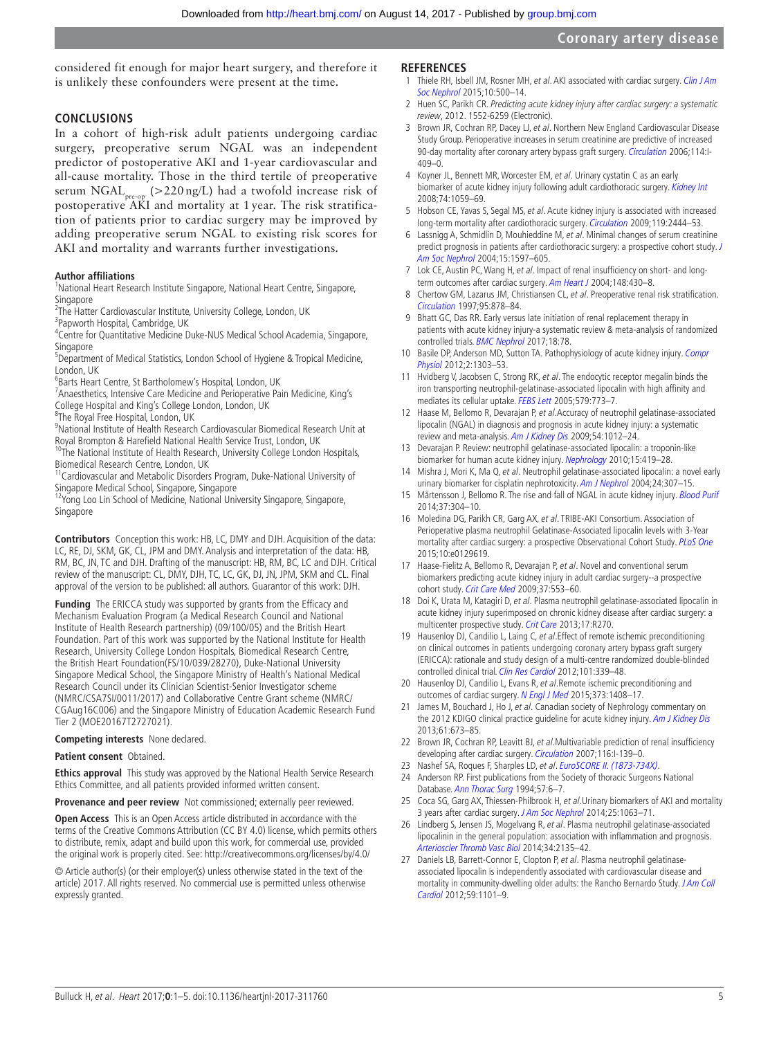considered fit enough for major heart surgery, and therefore it is unlikely these confounders were present at the time.

## CONCLUSIONS

In a cohort of high-risk adult patients undergoing cardiac surgery, preoperative serum NGAL was an independent predictor of postoperative AKI and 1-year cardiovascular and all-cause mortality. Those in the third tertile of preoperative serum $NGAL_{pre-op}$ (>220 ng/L) had a twofold increase risk of postoperative AKI and mortality at 1 year. The risk stratification of patients prior to cardiac surgery may be improved by adding preoperative serum NGAL to existing risk scores for AKI and mortality and warrants further investigations.

**Author affiliations**
[1]National Heart Research Institute Singapore, National Heart Centre, Singapore, Singapore
[2]The Hatter Cardiovascular Institute, University College, London, UK
[3]Papworth Hospital, Cambridge, UK
[4]Centre for Quantitative Medicine Duke-NUS Medical School Academia, Singapore, Singapore
[5]Department of Medical Statistics, London School of Hygiene & Tropical Medicine, London, UK
[6]Barts Heart Centre, St Bartholomew's Hospital, London, UK
[7]Anaesthetics, Intensive Care Medicine and Perioperative Pain Medicine, King's College Hospital and King's College London, London, UK
[8]The Royal Free Hospital, London, UK
[9]National Institute of Health Research Cardiovascular Biomedical Research Unit at Royal Brompton & Harefield National Health Service Trust, London, UK
[10]The National Institute of Health Research, University College London Hospitals, Biomedical Research Centre, London, UK
[11]Cardiovascular and Metabolic Disorders Program, Duke-National University of Singapore Medical School, Singapore, Singapore
[12]Yong Loo Lin School of Medicine, National University Singapore, Singapore, Singapore

**Contributors** Conception this work: HB, LC, DMY and DJH. Acquisition of the data: LC, RE, DJ, SKM, GK, CL, JPM and DMY. Analysis and interpretation of the data: HB, RM, BC, JN, TC and DJH. Drafting of the manuscript: HB, RM, BC, LC and DJH. Critical review of the manuscript: CL, DMY, DJH, TC, LC, GK, DJ, JN, JPM, SKM and CL. Final approval of the version to be published: all authors. Guarantor of this work: DJH.

**Funding** The ERICCA study was supported by grants from the Efficacy and Mechanism Evaluation Program (a Medical Research Council and National Institute of Health Research partnership) (09/100/05) and the British Heart Foundation. Part of this work was supported by the National Institute for Health Research, University College London Hospitals, Biomedical Research Centre, the British Heart Foundation(FS/10/039/28270), Duke-National University Singapore Medical School, the Singapore Ministry of Health's National Medical Research Council under its Clinician Scientist-Senior Investigator scheme (NMRC/CSA7SI/0011/2017) and Collaborative Centre Grant scheme (NMRC/CGAug16C006) and the Singapore Ministry of Education Academic Research Fund Tier 2 (MOE20167T2727021).

**Competing interests** None declared.

**Patient consent** Obtained.

**Ethics approval** This study was approved by the National Health Service Research Ethics Committee, and all patients provided informed written consent.

**Provenance and peer review** Not commissioned; externally peer reviewed.

**Open Access** This is an Open Access article distributed in accordance with the terms of the Creative Commons Attribution (CC BY 4.0) license, which permits others to distribute, remix, adapt and build upon this work, for commercial use, provided the original work is properly cited. See: http://creativecommons.org/licenses/by/4.0/

© Article author(s) (or their employer(s) unless otherwise stated in the text of the article) 2017. All rights reserved. No commercial use is permitted unless otherwise expressly granted.

## REFERENCES

1. Thiele RH, Isbell JM, Rosner MH, *et al*. AKI associated with cardiac surgery. *Clin J Am Soc Nephrol* 2015;10:500–14.
2. Huen SC, Parikh CR. *Predicting acute kidney injury after cardiac surgery: a systematic review*, 2012. 1552-6259 (Electronic).
3. Brown JR, Cochran RP, Dacey LJ, *et al*. Northern New England Cardiovascular Disease Study Group. Perioperative increases in serum creatinine are predictive of increased 90-day mortality after coronary artery bypass graft surgery. *Circulation* 2006;114:I-409–0.
4. Koyner JL, Bennett MR, Worcester EM, *et al*. Urinary cystatin C as an early biomarker of acute kidney injury following adult cardiothoracic surgery. *Kidney Int* 2008;74:1059–69.
5. Hobson CE, Yavas S, Segal MS, *et al*. Acute kidney injury is associated with increased long-term mortality after cardiothoracic surgery. *Circulation* 2009;119:2444–53.
6. Lassnigg A, Schmidlin D, Mouhieddine M, *et al*. Minimal changes of serum creatinine predict prognosis in patients after cardiothoracic surgery: a prospective cohort study. *J Am Soc Nephrol* 2004;15:1597–605.
7. Lok CE, Austin PC, Wang H, *et al*. Impact of renal insufficiency on short- and long-term outcomes after cardiac surgery. *Am Heart J* 2004;148:430–8.
8. Chertow GM, Lazarus JM, Christiansen CL, *et al*. Preoperative renal risk stratification. *Circulation* 1997;95:878–84.
9. Bhatt GC, Das RR. Early versus late initiation of renal replacement therapy in patients with acute kidney injury-a systematic review & meta-analysis of randomized controlled trials. *BMC Nephrol* 2017;18:78.
10. Basile DP, Anderson MD, Sutton TA. Pathophysiology of acute kidney injury. *Compr Physiol* 2012;2:1303–53.
11. Hvidberg V, Jacobsen C, Strong RK, *et al*. The endocytic receptor megalin binds the iron transporting neutrophil-gelatinase-associated lipocalin with high affinity and mediates its cellular uptake. *FEBS Lett* 2005;579:773–7.
12. Haase M, Bellomo R, Devarajan P, *et al*.Accuracy of neutrophil gelatinase-associated lipocalin (NGAL) in diagnosis and prognosis in acute kidney injury: a systematic review and meta-analysis. *Am J Kidney Dis* 2009;54:1012–24.
13. Devarajan P. Review: neutrophil gelatinase-associated lipocalin: a troponin-like biomarker for human acute kidney injury. *Nephrology* 2010;15:419–28.
14. Mishra J, Mori K, Ma Q, *et al*. Neutrophil gelatinase-associated lipocalin: a novel early urinary biomarker for cisplatin nephrotoxicity. *Am J Nephrol* 2004;24:307–15.
15. Mårtensson J, Bellomo R. The rise and fall of NGAL in acute kidney injury. *Blood Purif* 2014;37:304–10.
16. Moledina DG, Parikh CR, Garg AX, *et al*. TRIBE-AKI Consortium. Association of Perioperative plasma neutrophil Gelatinase-Associated lipocalin levels with 3-Year mortality after cardiac surgery: a prospective Observational Cohort Study. *PLoS One* 2015;10:e0129619.
17. Haase-Fielitz A, Bellomo R, Devarajan P, *et al*. Novel and conventional serum biomarkers predicting acute kidney injury in adult cardiac surgery--a prospective cohort study. *Crit Care Med* 2009;37:553–60.
18. Doi K, Urata M, Katagiri D, *et al*. Plasma neutrophil gelatinase-associated lipocalin in acute kidney injury superimposed on chronic kidney disease after cardiac surgery: a multicenter prospective study. *Crit Care* 2013;17:R270.
19. Hausenloy DJ, Candilio L, Laing C, *et al*.Effect of remote ischemic preconditioning on clinical outcomes in patients undergoing coronary artery bypass graft surgery (ERICCA): rationale and study design of a multi-centre randomized double-blinded controlled clinical trial. *Clin Res Cardiol* 2012;101:339–48.
20. Hausenloy DJ, Candilio L, Evans R, *et al*.Remote ischemic preconditioning and outcomes of cardiac surgery. *N Engl J Med* 2015;373:1408–17.
21. James M, Bouchard J, Ho J, *et al*. Canadian society of Nephrology commentary on the 2012 KDIGO clinical practice guideline for acute kidney injury. *Am J Kidney Dis* 2013;61:673–85.
22. Brown JR, Cochran RP, Leavitt BJ, *et al*.Multivariable prediction of renal insufficiency developing after cardiac surgery. *Circulation* 2007;116:I-139–0.
23. Nashef SA, Roques F, Sharples LD, *et al*. *EuroSCORE II. (1873-734X).*
24. Anderson RP. First publications from the Society of thoracic Surgeons National Database. *Ann Thorac Surg* 1994;57:6–7.
25. Coca SG, Garg AX, Thiessen-Philbrook H, *et al*.Urinary biomarkers of AKI and mortality 3 years after cardiac surgery. *J Am Soc Nephrol* 2014;25:1063–71.
26. Lindberg S, Jensen JS, Mogelvang R, *et al*. Plasma neutrophil gelatinase-associated lipocalinin in the general population: association with inflammation and prognosis. *Arterioscler Thromb Vasc Biol* 2014;34:2135–42.
27. Daniels LB, Barrett-Connor E, Clopton P, *et al*. Plasma neutrophil gelatinase-associated lipocalin is independently associated with cardiovascular disease and mortality in community-dwelling older adults: the Rancho Bernardo Study. *J Am Coll Cardiol* 2012;59:1101–9.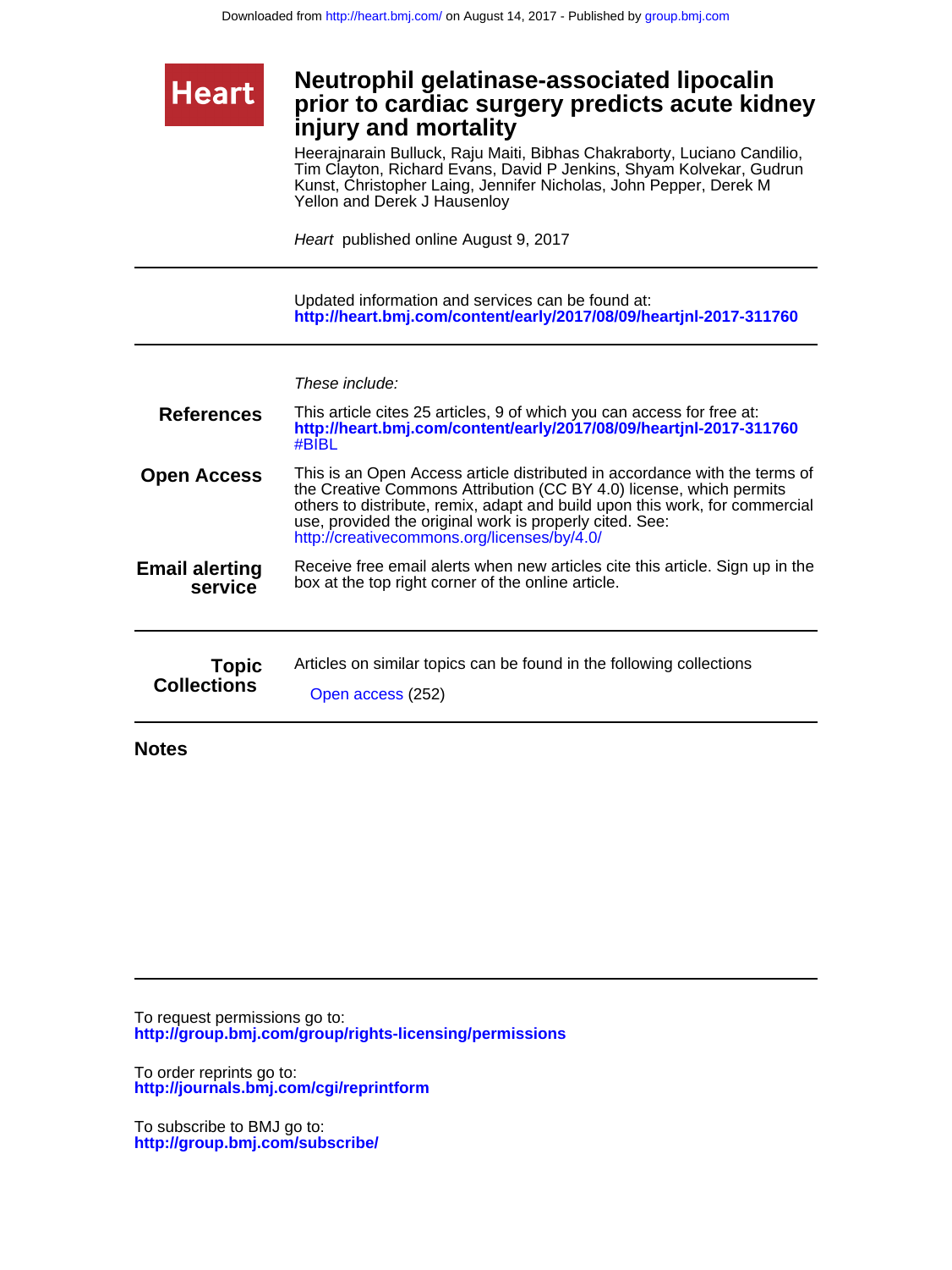Downloaded from http://heart.bmj.com/ on August 14, 2017 - Published by group.bmj.com

# Neutrophil gelatinase-associated lipocalin prior to cardiac surgery predicts acute kidney injury and mortality

Heerajnarain Bulluck, Raju Maiti, Bibhas Chakraborty, Luciano Candilio, Tim Clayton, Richard Evans, David P Jenkins, Shyam Kolvekar, Gudrun Kunst, Christopher Laing, Jennifer Nicholas, John Pepper, Derek M Yellon and Derek J Hausenloy

*Heart* published online August 9, 2017

Updated information and services can be found at:
**http://heart.bmj.com/content/early/2017/08/09/heartjnl-2017-311760**

*These include:*

**References**
This article cites 25 articles, 9 of which you can access for free at:
**http://heart.bmj.com/content/early/2017/08/09/heartjnl-2017-311760#BIBL**

**Open Access**
This is an Open Access article distributed in accordance with the terms of the Creative Commons Attribution (CC BY 4.0) license, which permits others to distribute, remix, adapt and build upon this work, for commercial use, provided the original work is properly cited. See: http://creativecommons.org/licenses/by/4.0/

**Email alerting service**
Receive free email alerts when new articles cite this article. Sign up in the box at the top right corner of the online article.

**Topic Collections**
Articles on similar topics can be found in the following collections

Open access (252)

## Notes

To request permissions go to:
**http://group.bmj.com/group/rights-licensing/permissions**

To order reprints go to:
**http://journals.bmj.com/cgi/reprintform**

To subscribe to BMJ go to:
**http://group.bmj.com/subscribe/**